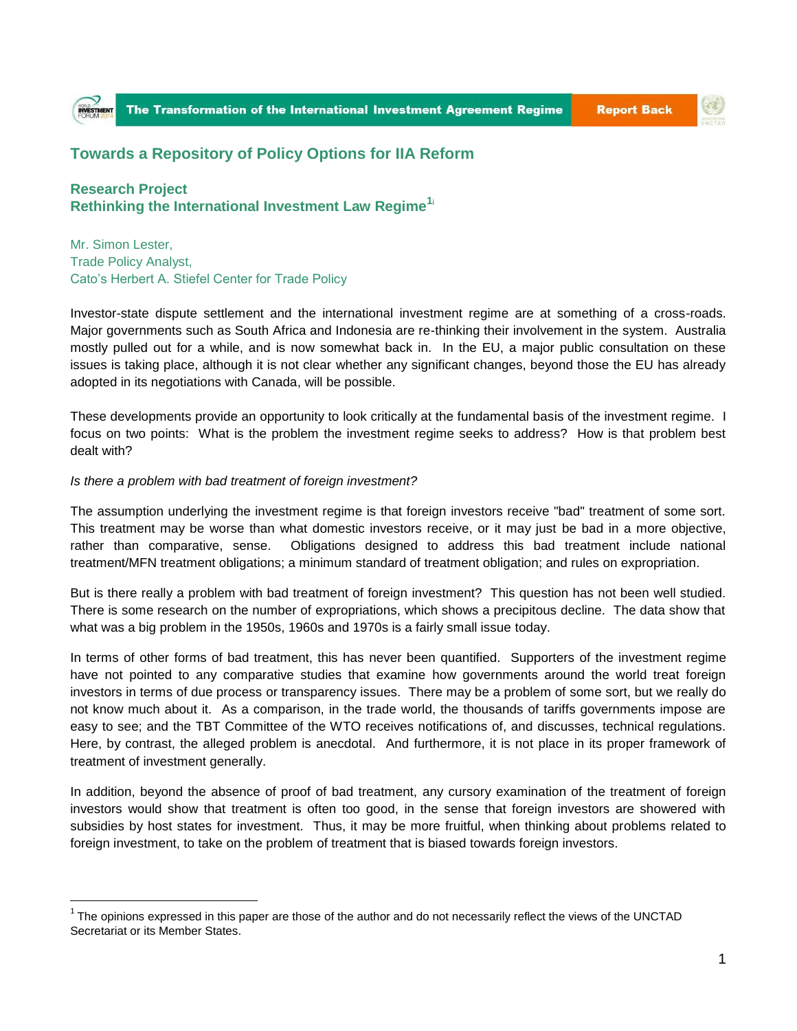## Towards a Repository of Policy Options for IIA Reform

### Research Project
### Rethinking the International Investment Law Regime[1]

Mr. Simon Lester,
Trade Policy Analyst,
Cato's Herbert A. Stiefel Center for Trade Policy

Investor-state dispute settlement and the international investment regime are at something of a cross-roads. Major governments such as South Africa and Indonesia are re-thinking their involvement in the system. Australia mostly pulled out for a while, and is now somewhat back in. In the EU, a major public consultation on these issues is taking place, although it is not clear whether any significant changes, beyond those the EU has already adopted in its negotiations with Canada, will be possible.

These developments provide an opportunity to look critically at the fundamental basis of the investment regime. I focus on two points: What is the problem the investment regime seeks to address? How is that problem best dealt with?

*Is there a problem with bad treatment of foreign investment?*

The assumption underlying the investment regime is that foreign investors receive "bad" treatment of some sort. This treatment may be worse than what domestic investors receive, or it may just be bad in a more objective, rather than comparative, sense. Obligations designed to address this bad treatment include national treatment/MFN treatment obligations; a minimum standard of treatment obligation; and rules on expropriation.

But is there really a problem with bad treatment of foreign investment? This question has not been well studied. There is some research on the number of expropriations, which shows a precipitous decline. The data show that what was a big problem in the 1950s, 1960s and 1970s is a fairly small issue today.

In terms of other forms of bad treatment, this has never been quantified. Supporters of the investment regime have not pointed to any comparative studies that examine how governments around the world treat foreign investors in terms of due process or transparency issues. There may be a problem of some sort, but we really do not know much about it. As a comparison, in the trade world, the thousands of tariffs governments impose are easy to see; and the TBT Committee of the WTO receives notifications of, and discusses, technical regulations. Here, by contrast, the alleged problem is anecdotal. And furthermore, it is not place in its proper framework of treatment of investment generally.

In addition, beyond the absence of proof of bad treatment, any cursory examination of the treatment of foreign investors would show that treatment is often too good, in the sense that foreign investors are showered with subsidies by host states for investment. Thus, it may be more fruitful, when thinking about problems related to foreign investment, to take on the problem of treatment that is biased towards foreign investors.

---

[1] The opinions expressed in this paper are those of the author and do not necessarily reflect the views of the UNCTAD Secretariat or its Member States.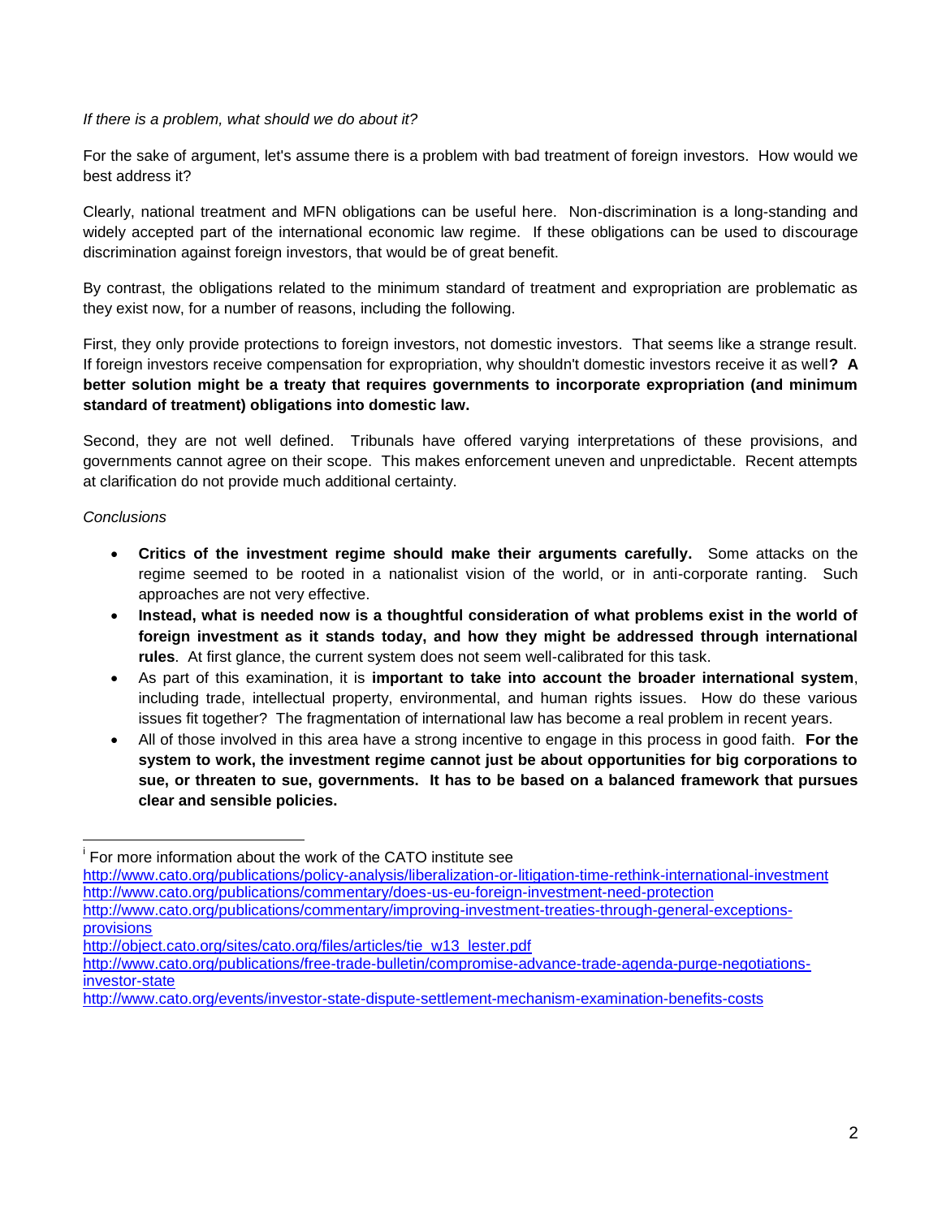*If there is a problem, what should we do about it?*

For the sake of argument, let's assume there is a problem with bad treatment of foreign investors. How would we best address it?

Clearly, national treatment and MFN obligations can be useful here. Non-discrimination is a long-standing and widely accepted part of the international economic law regime. If these obligations can be used to discourage discrimination against foreign investors, that would be of great benefit.

By contrast, the obligations related to the minimum standard of treatment and expropriation are problematic as they exist now, for a number of reasons, including the following.

First, they only provide protections to foreign investors, not domestic investors. That seems like a strange result. If foreign investors receive compensation for expropriation, why shouldn't domestic investors receive it as well**? A better solution might be a treaty that requires governments to incorporate expropriation (and minimum standard of treatment) obligations into domestic law.**

Second, they are not well defined. Tribunals have offered varying interpretations of these provisions, and governments cannot agree on their scope. This makes enforcement uneven and unpredictable. Recent attempts at clarification do not provide much additional certainty.

*Conclusions*

- **Critics of the investment regime should make their arguments carefully.** Some attacks on the regime seemed to be rooted in a nationalist vision of the world, or in anti-corporate ranting. Such approaches are not very effective.
- **Instead, what is needed now is a thoughtful consideration of what problems exist in the world of foreign investment as it stands today, and how they might be addressed through international rules**. At first glance, the current system does not seem well-calibrated for this task.
- As part of this examination, it is **important to take into account the broader international system**, including trade, intellectual property, environmental, and human rights issues. How do these various issues fit together? The fragmentation of international law has become a real problem in recent years.
- All of those involved in this area have a strong incentive to engage in this process in good faith. **For the system to work, the investment regime cannot just be about opportunities for big corporations to sue, or threaten to sue, governments. It has to be based on a balanced framework that pursues clear and sensible policies.**

---

[i] For more information about the work of the CATO institute see
http://www.cato.org/publications/policy-analysis/liberalization-or-litigation-time-rethink-international-investment
http://www.cato.org/publications/commentary/does-us-eu-foreign-investment-need-protection
http://www.cato.org/publications/commentary/improving-investment-treaties-through-general-exceptions-provisions
http://object.cato.org/sites/cato.org/files/articles/tie_w13_lester.pdf
http://www.cato.org/publications/free-trade-bulletin/compromise-advance-trade-agenda-purge-negotiations-investor-state
http://www.cato.org/events/investor-state-dispute-settlement-mechanism-examination-benefits-costs